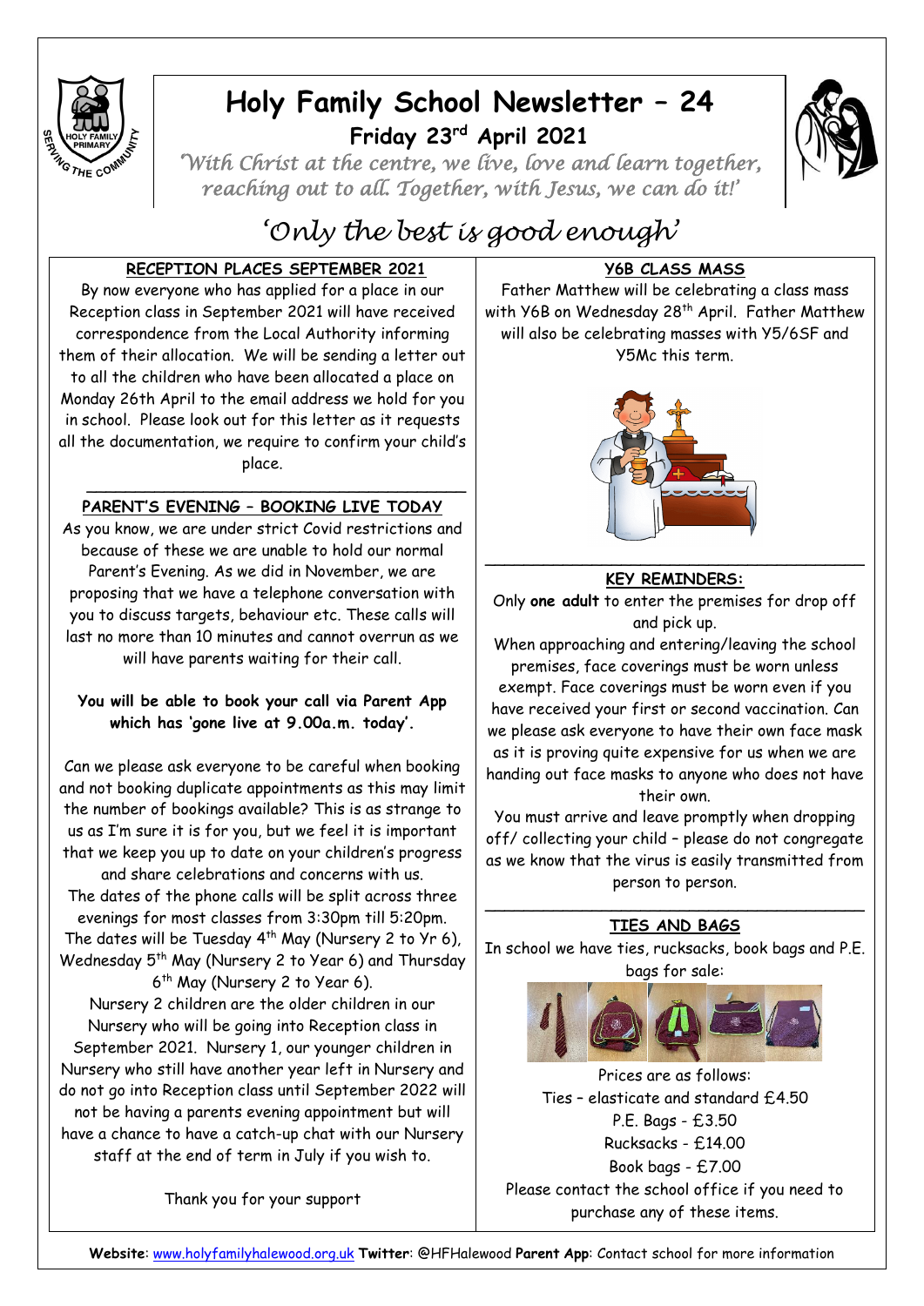# Holy Family School Newsletter – 24

## Friday 23rd April 2021

*'With Christ at the centre, we live, love and learn together, reaching out to all. Together, with Jesus, we can do it!'*

*'Only the best is good enough'*

### RECEPTION PLACES SEPTEMBER 2021

By now everyone who has applied for a place in our Reception class in September 2021 will have received correspondence from the Local Authority informing them of their allocation. We will be sending a letter out to all the children who have been allocated a place on Monday 26th April to the email address we hold for you in school. Please look out for this letter as it requests all the documentation, we require to confirm your child's place.

### PARENT'S EVENING – BOOKING LIVE TODAY

As you know, we are under strict Covid restrictions and because of these we are unable to hold our normal Parent's Evening. As we did in November, we are proposing that we have a telephone conversation with you to discuss targets, behaviour etc. These calls will last no more than 10 minutes and cannot overrun as we will have parents waiting for their call.

**You will be able to book your call via Parent App which has 'gone live at 9.00a.m. today'.**

Can we please ask everyone to be careful when booking and not booking duplicate appointments as this may limit the number of bookings available? This is as strange to us as I'm sure it is for you, but we feel it is important that we keep you up to date on your children's progress and share celebrations and concerns with us.

The dates of the phone calls will be split across three evenings for most classes from 3:30pm till 5:20pm. The dates will be Tuesday 4th May (Nursery 2 to Yr 6), Wednesday 5th May (Nursery 2 to Year 6) and Thursday 6th May (Nursery 2 to Year 6).

Nursery 2 children are the older children in our Nursery who will be going into Reception class in September 2021. Nursery 1, our younger children in Nursery who still have another year left in Nursery and do not go into Reception class until September 2022 will not be having a parents evening appointment but will have a chance to have a catch-up chat with our Nursery staff at the end of term in July if you wish to.

Thank you for your support

### Y6B CLASS MASS

Father Matthew will be celebrating a class mass with Y6B on Wednesday 28th April. Father Matthew will also be celebrating masses with Y5/6SF and Y5Mc this term.

### KEY REMINDERS:

Only **one adult** to enter the premises for drop off and pick up.

When approaching and entering/leaving the school premises, face coverings must be worn unless exempt. Face coverings must be worn even if you have received your first or second vaccination. Can we please ask everyone to have their own face mask as it is proving quite expensive for us when we are handing out face masks to anyone who does not have their own.

You must arrive and leave promptly when dropping off/ collecting your child – please do not congregate as we know that the virus is easily transmitted from person to person.

### TIES AND BAGS

In school we have ties, rucksacks, book bags and P.E. bags for sale:

Prices are as follows:

Ties – elasticate and standard £4.50
P.E. Bags - £3.50
Rucksacks - £14.00
Book bags - £7.00

Please contact the school office if you need to purchase any of these items.

**Website**: www.holyfamilyhalewood.org.uk **Twitter**: @HFHalewood **Parent App**: Contact school for more information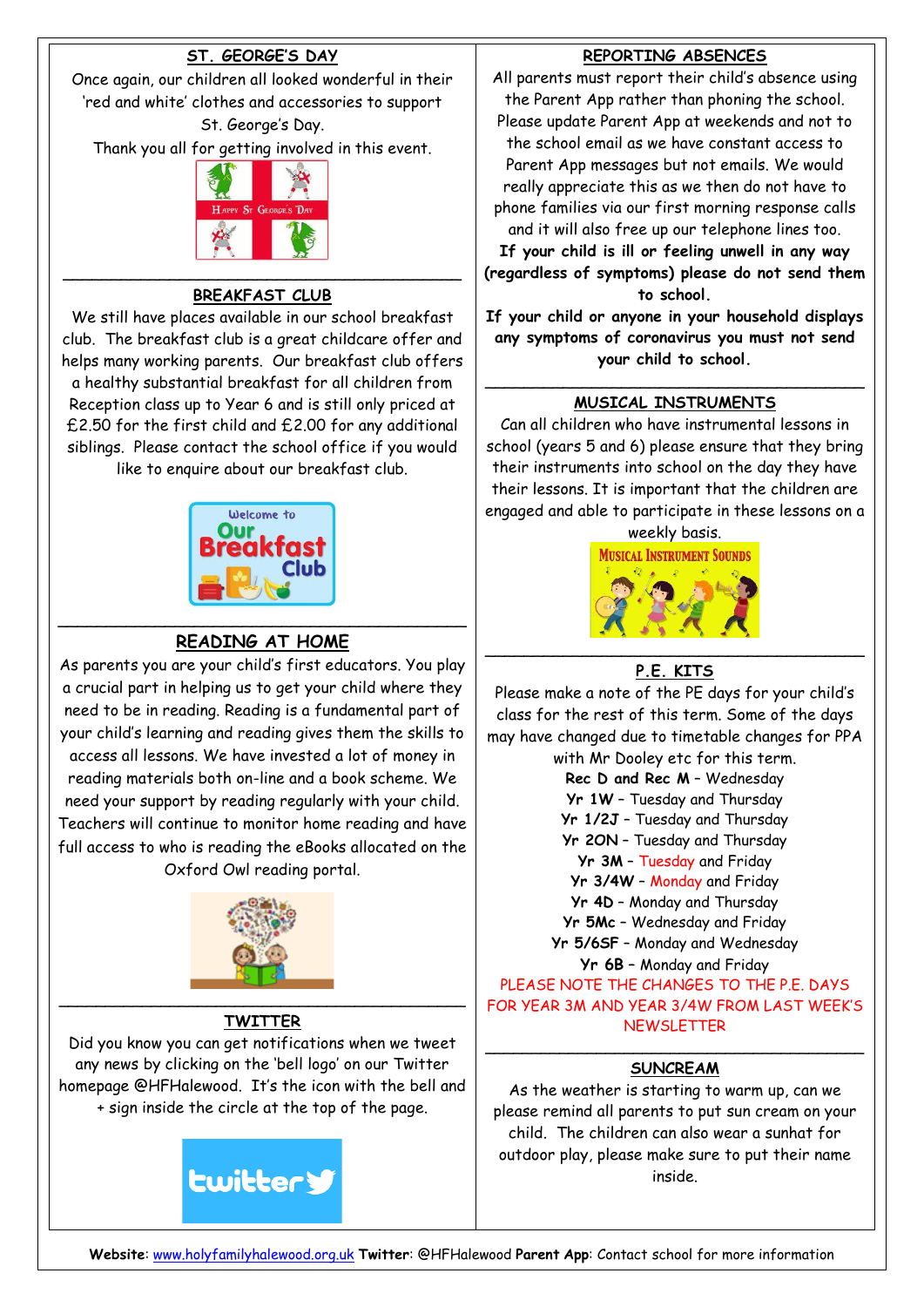## ST. GEORGE'S DAY

Once again, our children all looked wonderful in their 'red and white' clothes and accessories to support St. George's Day.

Thank you all for getting involved in this event.

## BREAKFAST CLUB

We still have places available in our school breakfast club. The breakfast club is a great childcare offer and helps many working parents. Our breakfast club offers a healthy substantial breakfast for all children from Reception class up to Year 6 and is still only priced at £2.50 for the first child and £2.00 for any additional siblings. Please contact the school office if you would like to enquire about our breakfast club.

## READING AT HOME

As parents you are your child's first educators. You play a crucial part in helping us to get your child where they need to be in reading. Reading is a fundamental part of your child's learning and reading gives them the skills to access all lessons. We have invested a lot of money in reading materials both on-line and a book scheme. We need your support by reading regularly with your child. Teachers will continue to monitor home reading and have full access to who is reading the eBooks allocated on the Oxford Owl reading portal.

## TWITTER

Did you know you can get notifications when we tweet any news by clicking on the 'bell logo' on our Twitter homepage @HFHalewood. It's the icon with the bell and + sign inside the circle at the top of the page.

## REPORTING ABSENCES

All parents must report their child's absence using the Parent App rather than phoning the school. Please update Parent App at weekends and not to the school email as we have constant access to Parent App messages but not emails. We would really appreciate this as we then do not have to phone families via our first morning response calls and it will also free up our telephone lines too.

**If your child is ill or feeling unwell in any way (regardless of symptoms) please do not send them to school.**

**If your child or anyone in your household displays any symptoms of coronavirus you must not send your child to school.**

## MUSICAL INSTRUMENTS

Can all children who have instrumental lessons in school (years 5 and 6) please ensure that they bring their instruments into school on the day they have their lessons. It is important that the children are engaged and able to participate in these lessons on a weekly basis.

## P.E. KITS

Please make a note of the PE days for your child's class for the rest of this term. Some of the days may have changed due to timetable changes for PPA with Mr Dooley etc for this term.

**Rec D and Rec M** – Wednesday
**Yr 1W** – Tuesday and Thursday
**Yr 1/2J** – Tuesday and Thursday
**Yr 2ON** – Tuesday and Thursday
**Yr 3M** – Tuesday and Friday
**Yr 3/4W** – Monday and Friday
**Yr 4D** – Monday and Thursday
**Yr 5Mc** – Wednesday and Friday
**Yr 5/6SF** – Monday and Wednesday
**Yr 6B** – Monday and Friday

PLEASE NOTE THE CHANGES TO THE P.E. DAYS FOR YEAR 3M AND YEAR 3/4W FROM LAST WEEK'S NEWSLETTER

## SUNCREAM

As the weather is starting to warm up, can we please remind all parents to put sun cream on your child. The children can also wear a sunhat for outdoor play, please make sure to put their name inside.

**Website**: www.holyfamilyhalewood.org.uk **Twitter**: @HFHalewood **Parent App**: Contact school for more information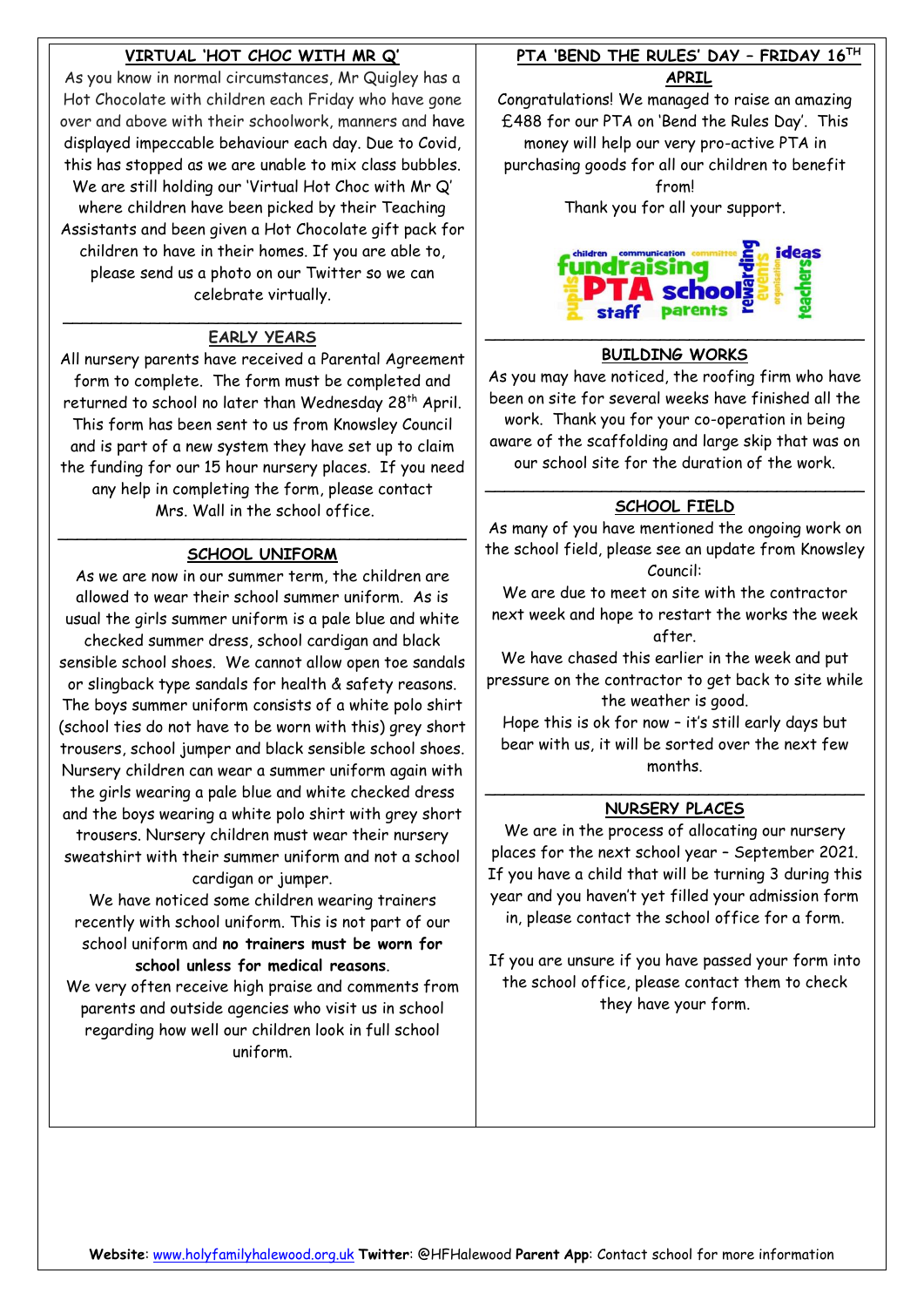## VIRTUAL 'HOT CHOC WITH MR Q'

As you know in normal circumstances, Mr Quigley has a Hot Chocolate with children each Friday who have gone over and above with their schoolwork, manners and have displayed impeccable behaviour each day. Due to Covid, this has stopped as we are unable to mix class bubbles. We are still holding our 'Virtual Hot Choc with Mr Q' where children have been picked by their Teaching Assistants and been given a Hot Chocolate gift pack for children to have in their homes. If you are able to, please send us a photo on our Twitter so we can celebrate virtually.

## EARLY YEARS

All nursery parents have received a Parental Agreement form to complete. The form must be completed and returned to school no later than Wednesday 28th April. This form has been sent to us from Knowsley Council and is part of a new system they have set up to claim the funding for our 15 hour nursery places. If you need any help in completing the form, please contact Mrs. Wall in the school office.

## SCHOOL UNIFORM

As we are now in our summer term, the children are allowed to wear their school summer uniform. As is usual the girls summer uniform is a pale blue and white checked summer dress, school cardigan and black sensible school shoes. We cannot allow open toe sandals or slingback type sandals for health & safety reasons. The boys summer uniform consists of a white polo shirt (school ties do not have to be worn with this) grey short trousers, school jumper and black sensible school shoes. Nursery children can wear a summer uniform again with the girls wearing a pale blue and white checked dress and the boys wearing a white polo shirt with grey short trousers. Nursery children must wear their nursery sweatshirt with their summer uniform and not a school cardigan or jumper.

We have noticed some children wearing trainers recently with school uniform. This is not part of our school uniform and **no trainers must be worn for school unless for medical reasons**.

We very often receive high praise and comments from parents and outside agencies who visit us in school regarding how well our children look in full school uniform.

## PTA 'BEND THE RULES' DAY – FRIDAY 16TH APRIL

Congratulations! We managed to raise an amazing £488 for our PTA on 'Bend the Rules Day'. This money will help our very pro-active PTA in purchasing goods for all our children to benefit from!

Thank you for all your support.

## BUILDING WORKS

As you may have noticed, the roofing firm who have been on site for several weeks have finished all the work. Thank you for your co-operation in being aware of the scaffolding and large skip that was on our school site for the duration of the work.

## SCHOOL FIELD

As many of you have mentioned the ongoing work on the school field, please see an update from Knowsley Council:

We are due to meet on site with the contractor next week and hope to restart the works the week after.

We have chased this earlier in the week and put pressure on the contractor to get back to site while the weather is good.

Hope this is ok for now – it's still early days but bear with us, it will be sorted over the next few months.

## NURSERY PLACES

We are in the process of allocating our nursery places for the next school year – September 2021. If you have a child that will be turning 3 during this year and you haven't yet filled your admission form in, please contact the school office for a form.

If you are unsure if you have passed your form into the school office, please contact them to check they have your form.

**Website**: www.holyfamilyhalewood.org.uk **Twitter**: @HFHalewood **Parent App**: Contact school for more information